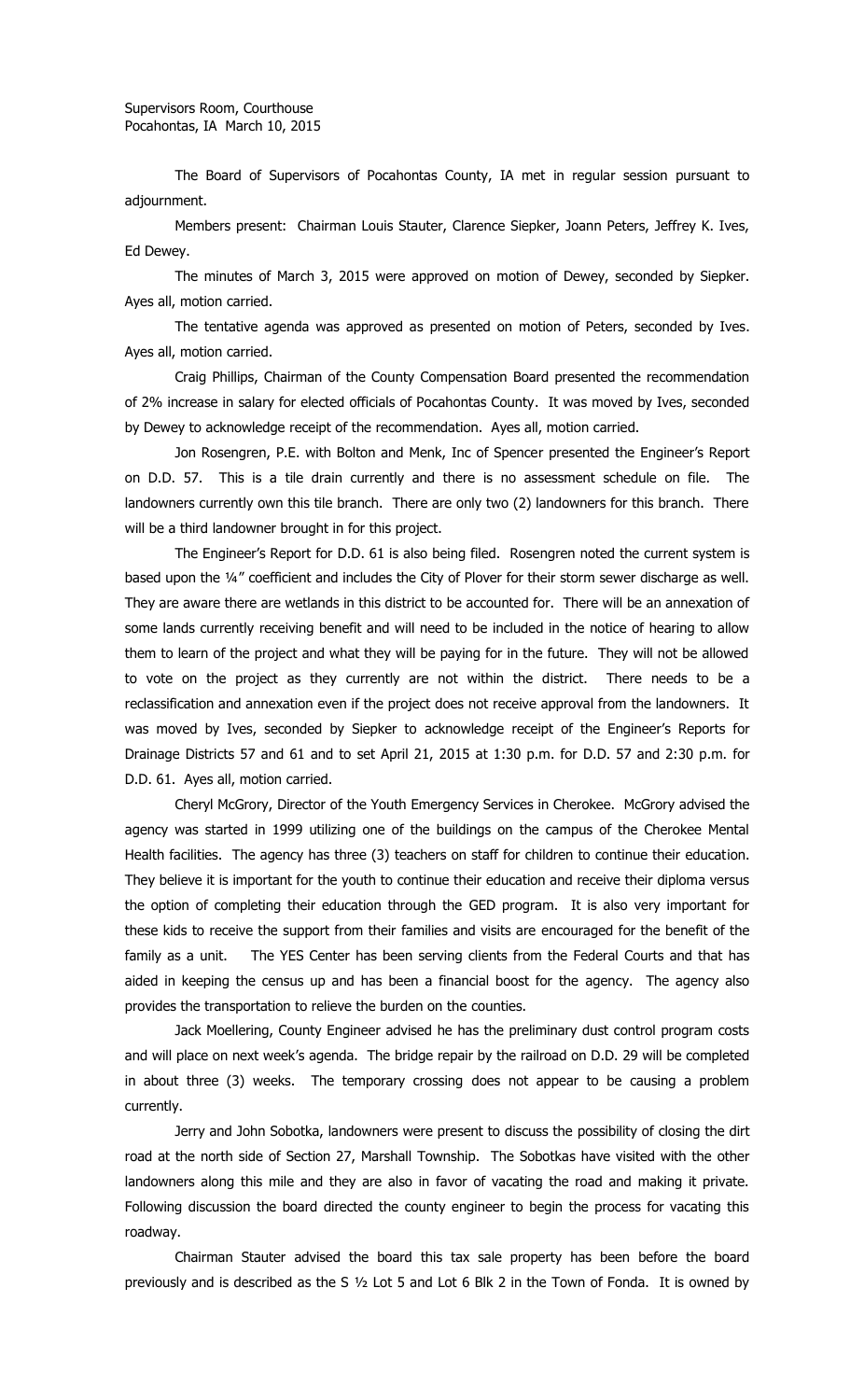Supervisors Room, Courthouse
Pocahontas, IA March 10, 2015

The Board of Supervisors of Pocahontas County, IA met in regular session pursuant to adjournment.

Members present: Chairman Louis Stauter, Clarence Siepker, Joann Peters, Jeffrey K. Ives, Ed Dewey.

The minutes of March 3, 2015 were approved on motion of Dewey, seconded by Siepker. Ayes all, motion carried.

The tentative agenda was approved as presented on motion of Peters, seconded by Ives. Ayes all, motion carried.

Craig Phillips, Chairman of the County Compensation Board presented the recommendation of 2% increase in salary for elected officials of Pocahontas County. It was moved by Ives, seconded by Dewey to acknowledge receipt of the recommendation. Ayes all, motion carried.

Jon Rosengren, P.E. with Bolton and Menk, Inc of Spencer presented the Engineer's Report on D.D. 57. This is a tile drain currently and there is no assessment schedule on file. The landowners currently own this tile branch. There are only two (2) landowners for this branch. There will be a third landowner brought in for this project.

The Engineer's Report for D.D. 61 is also being filed. Rosengren noted the current system is based upon the ¼" coefficient and includes the City of Plover for their storm sewer discharge as well. They are aware there are wetlands in this district to be accounted for. There will be an annexation of some lands currently receiving benefit and will need to be included in the notice of hearing to allow them to learn of the project and what they will be paying for in the future. They will not be allowed to vote on the project as they currently are not within the district. There needs to be a reclassification and annexation even if the project does not receive approval from the landowners. It was moved by Ives, seconded by Siepker to acknowledge receipt of the Engineer's Reports for Drainage Districts 57 and 61 and to set April 21, 2015 at 1:30 p.m. for D.D. 57 and 2:30 p.m. for D.D. 61. Ayes all, motion carried.

Cheryl McGrory, Director of the Youth Emergency Services in Cherokee. McGrory advised the agency was started in 1999 utilizing one of the buildings on the campus of the Cherokee Mental Health facilities. The agency has three (3) teachers on staff for children to continue their education. They believe it is important for the youth to continue their education and receive their diploma versus the option of completing their education through the GED program. It is also very important for these kids to receive the support from their families and visits are encouraged for the benefit of the family as a unit. The YES Center has been serving clients from the Federal Courts and that has aided in keeping the census up and has been a financial boost for the agency. The agency also provides the transportation to relieve the burden on the counties.

Jack Moellering, County Engineer advised he has the preliminary dust control program costs and will place on next week's agenda. The bridge repair by the railroad on D.D. 29 will be completed in about three (3) weeks. The temporary crossing does not appear to be causing a problem currently.

Jerry and John Sobotka, landowners were present to discuss the possibility of closing the dirt road at the north side of Section 27, Marshall Township. The Sobotkas have visited with the other landowners along this mile and they are also in favor of vacating the road and making it private. Following discussion the board directed the county engineer to begin the process for vacating this roadway.

Chairman Stauter advised the board this tax sale property has been before the board previously and is described as the S ½ Lot 5 and Lot 6 Blk 2 in the Town of Fonda. It is owned by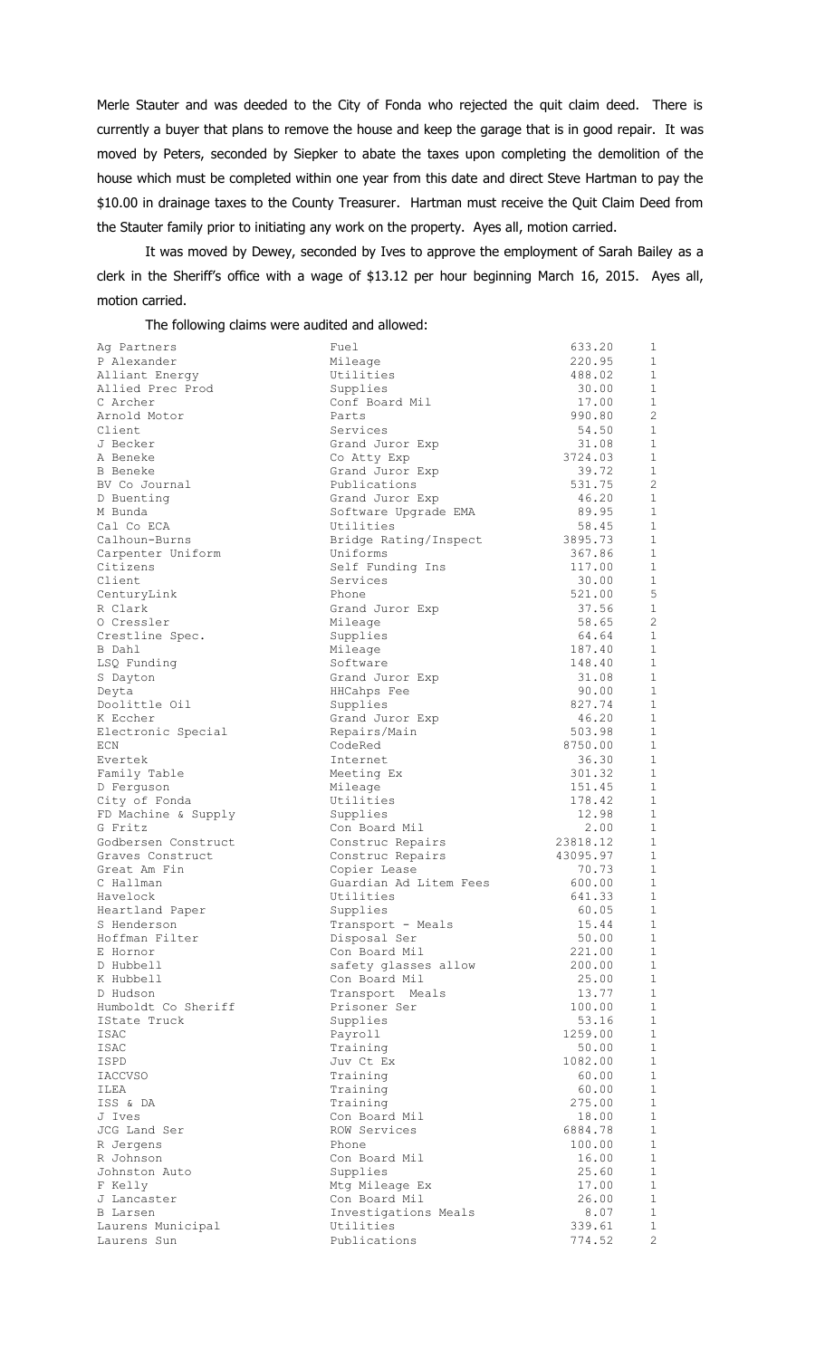Merle Stauter and was deeded to the City of Fonda who rejected the quit claim deed. There is currently a buyer that plans to remove the house and keep the garage that is in good repair. It was moved by Peters, seconded by Siepker to abate the taxes upon completing the demolition of the house which must be completed within one year from this date and direct Steve Hartman to pay the $10.00 in drainage taxes to the County Treasurer. Hartman must receive the Quit Claim Deed from the Stauter family prior to initiating any work on the property. Ayes all, motion carried.

It was moved by Dewey, seconded by Ives to approve the employment of Sarah Bailey as a clerk in the Sheriff's office with a wage of $13.12 per hour beginning March 16, 2015. Ayes all, motion carried.

The following claims were audited and allowed:

| | | | |
|---|---|---|---|
| Ag Partners | Fuel | 633.20 | 1 |
| P Alexander | Mileage | 220.95 | 1 |
| Alliant Energy | Utilities | 488.02 | 1 |
| Allied Prec Prod | Supplies | 30.00 | 1 |
| C Archer | Conf Board Mil | 17.00 | 1 |
| Arnold Motor | Parts | 990.80 | 2 |
| Client | Services | 54.50 | 1 |
| J Becker | Grand Juror Exp | 31.08 | 1 |
| A Beneke | Co Atty Exp | 3724.03 | 1 |
| B Beneke | Grand Juror Exp | 39.72 | 1 |
| BV Co Journal | Publications | 531.75 | 2 |
| D Buenting | Grand Juror Exp | 46.20 | 1 |
| M Bunda | Software Upgrade EMA | 89.95 | 1 |
| Cal Co ECA | Utilities | 58.45 | 1 |
| Calhoun-Burns | Bridge Rating/Inspect | 3895.73 | 1 |
| Carpenter Uniform | Uniforms | 367.86 | 1 |
| Citizens | Self Funding Ins | 117.00 | 1 |
| Client | Services | 30.00 | 1 |
| CenturyLink | Phone | 521.00 | 5 |
| R Clark | Grand Juror Exp | 37.56 | 1 |
| O Cressler | Mileage | 58.65 | 2 |
| Crestline Spec. | Supplies | 64.64 | 1 |
| B Dahl | Mileage | 187.40 | 1 |
| LSQ Funding | Software | 148.40 | 1 |
| S Dayton | Grand Juror Exp | 31.08 | 1 |
| Deyta | HHCahps Fee | 90.00 | 1 |
| Doolittle Oil | Supplies | 827.74 | 1 |
| K Eccher | Grand Juror Exp | 46.20 | 1 |
| Electronic Special | Repairs/Main | 503.98 | 1 |
| ECN | CodeRed | 8750.00 | 1 |
| Evertek | Internet | 36.30 | 1 |
| Family Table | Meeting Ex | 301.32 | 1 |
| D Ferguson | Mileage | 151.45 | 1 |
| City of Fonda | Utilities | 178.42 | 1 |
| FD Machine & Supply | Supplies | 12.98 | 1 |
| G Fritz | Con Board Mil | 2.00 | 1 |
| Godbersen Construct | Construc Repairs | 23818.12 | 1 |
| Graves Construct | Construc Repairs | 43095.97 | 1 |
| Great Am Fin | Copier Lease | 70.73 | 1 |
| C Hallman | Guardian Ad Litem Fees | 600.00 | 1 |
| Havelock | Utilities | 641.33 | 1 |
| Heartland Paper | Supplies | 60.05 | 1 |
| S Henderson | Transport - Meals | 15.44 | 1 |
| Hoffman Filter | Disposal Ser | 50.00 | 1 |
| E Hornor | Con Board Mil | 221.00 | 1 |
| D Hubbell | safety glasses allow | 200.00 | 1 |
| K Hubbell | Con Board Mil | 25.00 | 1 |
| D Hudson | Transport Meals | 13.77 | 1 |
| Humboldt Co Sheriff | Prisoner Ser | 100.00 | 1 |
| IState Truck | Supplies | 53.16 | 1 |
| ISAC | Payroll | 1259.00 | 1 |
| ISAC | Training | 50.00 | 1 |
| ISPD | Juv Ct Ex | 1082.00 | 1 |
| IACCVSO | Training | 60.00 | 1 |
| ILEA | Training | 60.00 | 1 |
| ISS & DA | Training | 275.00 | 1 |
| J Ives | Con Board Mil | 18.00 | 1 |
| JCG Land Ser | ROW Services | 6884.78 | 1 |
| R Jergens | Phone | 100.00 | 1 |
| R Johnson | Con Board Mil | 16.00 | 1 |
| Johnston Auto | Supplies | 25.60 | 1 |
| F Kelly | Mtg Mileage Ex | 17.00 | 1 |
| J Lancaster | Con Board Mil | 26.00 | 1 |
| B Larsen | Investigations Meals | 8.07 | 1 |
| Laurens Municipal | Utilities | 339.61 | 1 |
| Laurens Sun | Publications | 774.52 | 2 |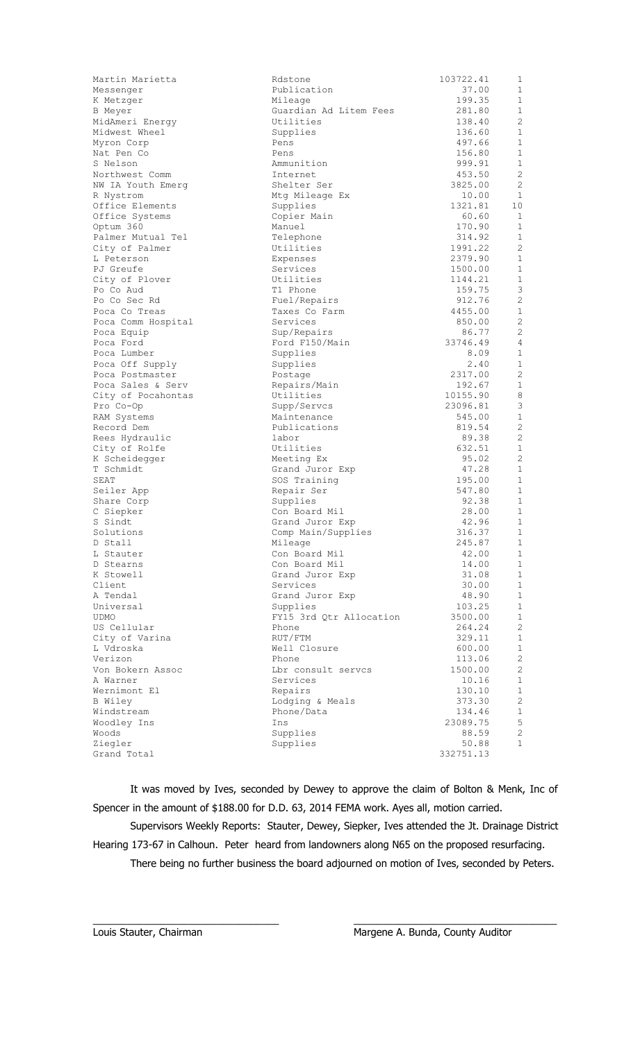| | | | |
|---|---|---|---|
| Martin Marietta | Rdstone | 103722.41 | 1 |
| Messenger | Publication | 37.00 | 1 |
| K Metzger | Mileage | 199.35 | 1 |
| B Meyer | Guardian Ad Litem Fees | 281.80 | 1 |
| MidAmeri Energy | Utilities | 138.40 | 2 |
| Midwest Wheel | Supplies | 136.60 | 1 |
| Myron Corp | Pens | 497.66 | 1 |
| Nat Pen Co | Pens | 156.80 | 1 |
| S Nelson | Ammunition | 999.91 | 1 |
| Northwest Comm | Internet | 453.50 | 2 |
| NW IA Youth Emerg | Shelter Ser | 3825.00 | 2 |
| R Nystrom | Mtg Mileage Ex | 10.00 | 1 |
| Office Elements | Supplies | 1321.81 | 10 |
| Office Systems | Copier Main | 60.60 | 1 |
| Optum 360 | Manuel | 170.90 | 1 |
| Palmer Mutual Tel | Telephone | 314.92 | 1 |
| City of Palmer | Utilities | 1991.22 | 2 |
| L Peterson | Expenses | 2379.90 | 1 |
| PJ Greufe | Services | 1500.00 | 1 |
| City of Plover | Utilities | 1144.21 | 1 |
| Po Co Aud | T1 Phone | 159.75 | 3 |
| Po Co Sec Rd | Fuel/Repairs | 912.76 | 2 |
| Poca Co Treas | Taxes Co Farm | 4455.00 | 1 |
| Poca Comm Hospital | Services | 850.00 | 2 |
| Poca Equip | Sup/Repairs | 86.77 | 2 |
| Poca Ford | Ford F150/Main | 33746.49 | 4 |
| Poca Lumber | Supplies | 8.09 | 1 |
| Poca Off Supply | Supplies | 2.40 | 1 |
| Poca Postmaster | Postage | 2317.00 | 2 |
| Poca Sales & Serv | Repairs/Main | 192.67 | 1 |
| City of Pocahontas | Utilities | 10155.90 | 8 |
| Pro Co-Op | Supp/Servcs | 23096.81 | 3 |
| RAM Systems | Maintenance | 545.00 | 1 |
| Record Dem | Publications | 819.54 | 2 |
| Rees Hydraulic | labor | 89.38 | 2 |
| City of Rolfe | Utilities | 632.51 | 1 |
| K Scheidegger | Meeting Ex | 95.02 | 2 |
| T Schmidt | Grand Juror Exp | 47.28 | 1 |
| SEAT | SOS Training | 195.00 | 1 |
| Seiler App | Repair Ser | 547.80 | 1 |
| Share Corp | Supplies | 92.38 | 1 |
| C Siepker | Con Board Mil | 28.00 | 1 |
| S Sindt | Grand Juror Exp | 42.96 | 1 |
| Solutions | Comp Main/Supplies | 316.37 | 1 |
| D Stall | Mileage | 245.87 | 1 |
| L Stauter | Con Board Mil | 42.00 | 1 |
| D Stearns | Con Board Mil | 14.00 | 1 |
| K Stowell | Grand Juror Exp | 31.08 | 1 |
| Client | Services | 30.00 | 1 |
| A Tendal | Grand Juror Exp | 48.90 | 1 |
| Universal | Supplies | 103.25 | 1 |
| UDMO | FY15 3rd Qtr Allocation | 3500.00 | 1 |
| US Cellular | Phone | 264.24 | 2 |
| City of Varina | RUT/FTM | 329.11 | 1 |
| L Vdroska | Well Closure | 600.00 | 1 |
| Verizon | Phone | 113.06 | 2 |
| Von Bokern Assoc | Lbr consult servcs | 1500.00 | 2 |
| A Warner | Services | 10.16 | 1 |
| Wernimont El | Repairs | 130.10 | 1 |
| B Wiley | Lodging & Meals | 373.30 | 2 |
| Windstream | Phone/Data | 134.46 | 1 |
| Woodley Ins | Ins | 23089.75 | 5 |
| Woods | Supplies | 88.59 | 2 |
| Ziegler | Supplies | 50.88 | 1 |
| Grand Total | | 332751.13 | |

It was moved by Ives, seconded by Dewey to approve the claim of Bolton & Menk, Inc of Spencer in the amount of $188.00 for D.D. 63, 2014 FEMA work. Ayes all, motion carried.

Supervisors Weekly Reports: Stauter, Dewey, Siepker, Ives attended the Jt. Drainage District Hearing 173-67 in Calhoun. Peter heard from landowners along N65 on the proposed resurfacing.

There being no further business the board adjourned on motion of Ives, seconded by Peters.

\_\_\_\_\_\_\_\_\_\_\_\_\_\_\_\_\_\_\_\_\_\_\_\_\_\_\_\_\_\_ \_\_\_\_\_\_\_\_\_\_\_\_\_\_\_\_\_\_\_\_\_\_\_\_\_\_\_\_\_\_

Louis Stauter, Chairman Margene A. Bunda, County Auditor